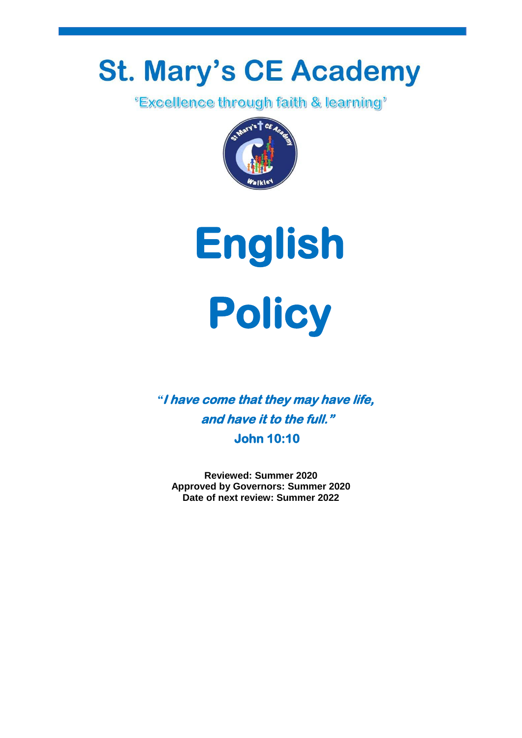# St. Mary's CE Academy

'Excellence through faith & learning'

# English Policy

***"I have come that they may have life, and have it to the full."***

**John 10:10**

**Reviewed: Summer 2020**
**Approved by Governors: Summer 2020**
**Date of next review: Summer 2022**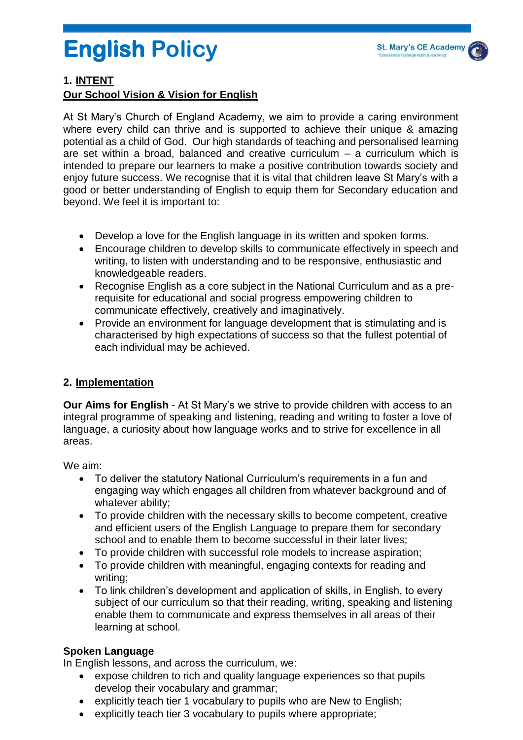# English Policy

## 1. INTENT

**Our School Vision & Vision for English**

At St Mary's Church of England Academy, we aim to provide a caring environment where every child can thrive and is supported to achieve their unique & amazing potential as a child of God. Our high standards of teaching and personalised learning are set within a broad, balanced and creative curriculum – a curriculum which is intended to prepare our learners to make a positive contribution towards society and enjoy future success. We recognise that it is vital that children leave St Mary's with a good or better understanding of English to equip them for Secondary education and beyond. We feel it is important to:

- Develop a love for the English language in its written and spoken forms.
- Encourage children to develop skills to communicate effectively in speech and writing, to listen with understanding and to be responsive, enthusiastic and knowledgeable readers.
- Recognise English as a core subject in the National Curriculum and as a pre-requisite for educational and social progress empowering children to communicate effectively, creatively and imaginatively.
- Provide an environment for language development that is stimulating and is characterised by high expectations of success so that the fullest potential of each individual may be achieved.

## 2. Implementation

**Our Aims for English** - At St Mary's we strive to provide children with access to an integral programme of speaking and listening, reading and writing to foster a love of language, a curiosity about how language works and to strive for excellence in all areas.

We aim:

- To deliver the statutory National Curriculum's requirements in a fun and engaging way which engages all children from whatever background and of whatever ability;
- To provide children with the necessary skills to become competent, creative and efficient users of the English Language to prepare them for secondary school and to enable them to become successful in their later lives;
- To provide children with successful role models to increase aspiration;
- To provide children with meaningful, engaging contexts for reading and writing;
- To link children's development and application of skills, in English, to every subject of our curriculum so that their reading, writing, speaking and listening enable them to communicate and express themselves in all areas of their learning at school.

**Spoken Language**

In English lessons, and across the curriculum, we:

- expose children to rich and quality language experiences so that pupils develop their vocabulary and grammar;
- explicitly teach tier 1 vocabulary to pupils who are New to English;
- explicitly teach tier 3 vocabulary to pupils where appropriate;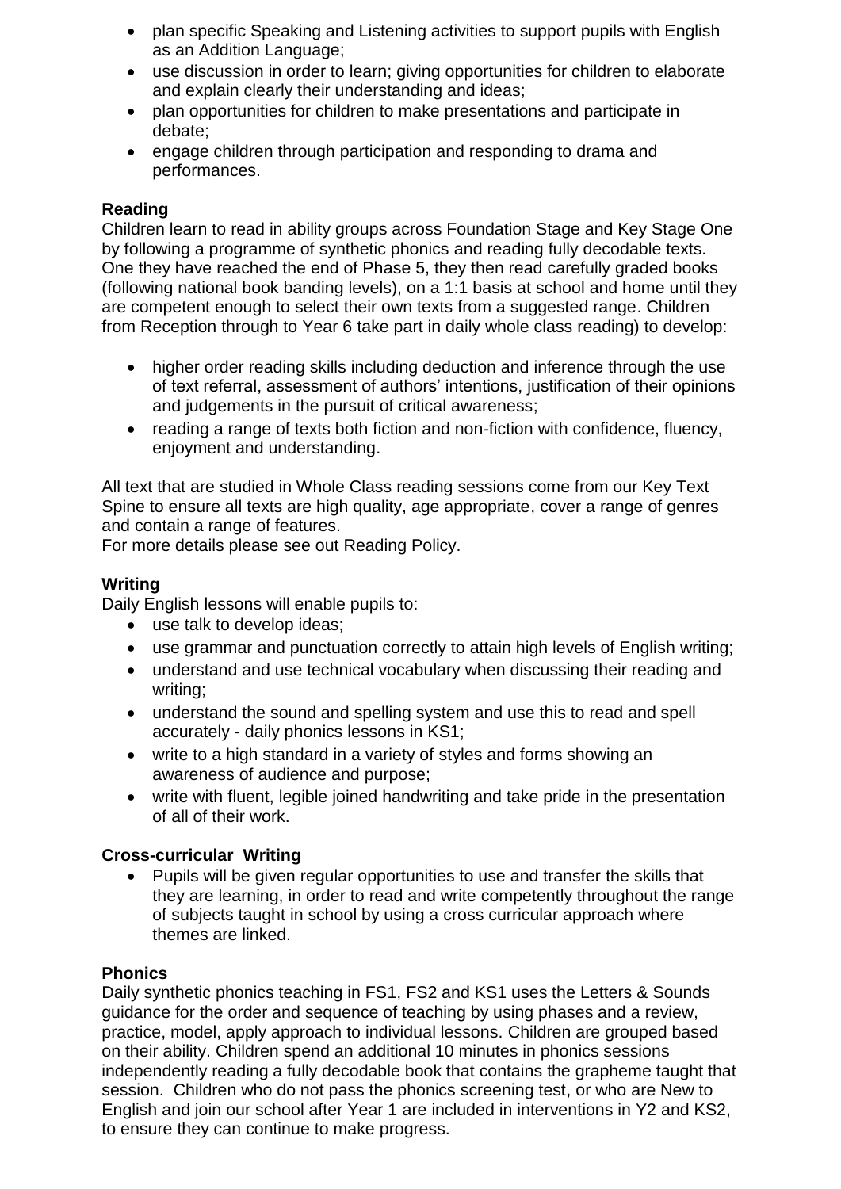- plan specific Speaking and Listening activities to support pupils with English as an Addition Language;
- use discussion in order to learn; giving opportunities for children to elaborate and explain clearly their understanding and ideas;
- plan opportunities for children to make presentations and participate in debate;
- engage children through participation and responding to drama and performances.

**Reading**

Children learn to read in ability groups across Foundation Stage and Key Stage One by following a programme of synthetic phonics and reading fully decodable texts. One they have reached the end of Phase 5, they then read carefully graded books (following national book banding levels), on a 1:1 basis at school and home until they are competent enough to select their own texts from a suggested range. Children from Reception through to Year 6 take part in daily whole class reading) to develop:

- higher order reading skills including deduction and inference through the use of text referral, assessment of authors' intentions, justification of their opinions and judgements in the pursuit of critical awareness;
- reading a range of texts both fiction and non-fiction with confidence, fluency, enjoyment and understanding.

All text that are studied in Whole Class reading sessions come from our Key Text Spine to ensure all texts are high quality, age appropriate, cover a range of genres and contain a range of features.
For more details please see out Reading Policy.

**Writing**

Daily English lessons will enable pupils to:

- use talk to develop ideas;
- use grammar and punctuation correctly to attain high levels of English writing;
- understand and use technical vocabulary when discussing their reading and writing;
- understand the sound and spelling system and use this to read and spell accurately - daily phonics lessons in KS1;
- write to a high standard in a variety of styles and forms showing an awareness of audience and purpose;
- write with fluent, legible joined handwriting and take pride in the presentation of all of their work.

**Cross-curricular Writing**

- Pupils will be given regular opportunities to use and transfer the skills that they are learning, in order to read and write competently throughout the range of subjects taught in school by using a cross curricular approach where themes are linked.

**Phonics**

Daily synthetic phonics teaching in FS1, FS2 and KS1 uses the Letters & Sounds guidance for the order and sequence of teaching by using phases and a review, practice, model, apply approach to individual lessons. Children are grouped based on their ability. Children spend an additional 10 minutes in phonics sessions independently reading a fully decodable book that contains the grapheme taught that session. Children who do not pass the phonics screening test, or who are New to English and join our school after Year 1 are included in interventions in Y2 and KS2, to ensure they can continue to make progress.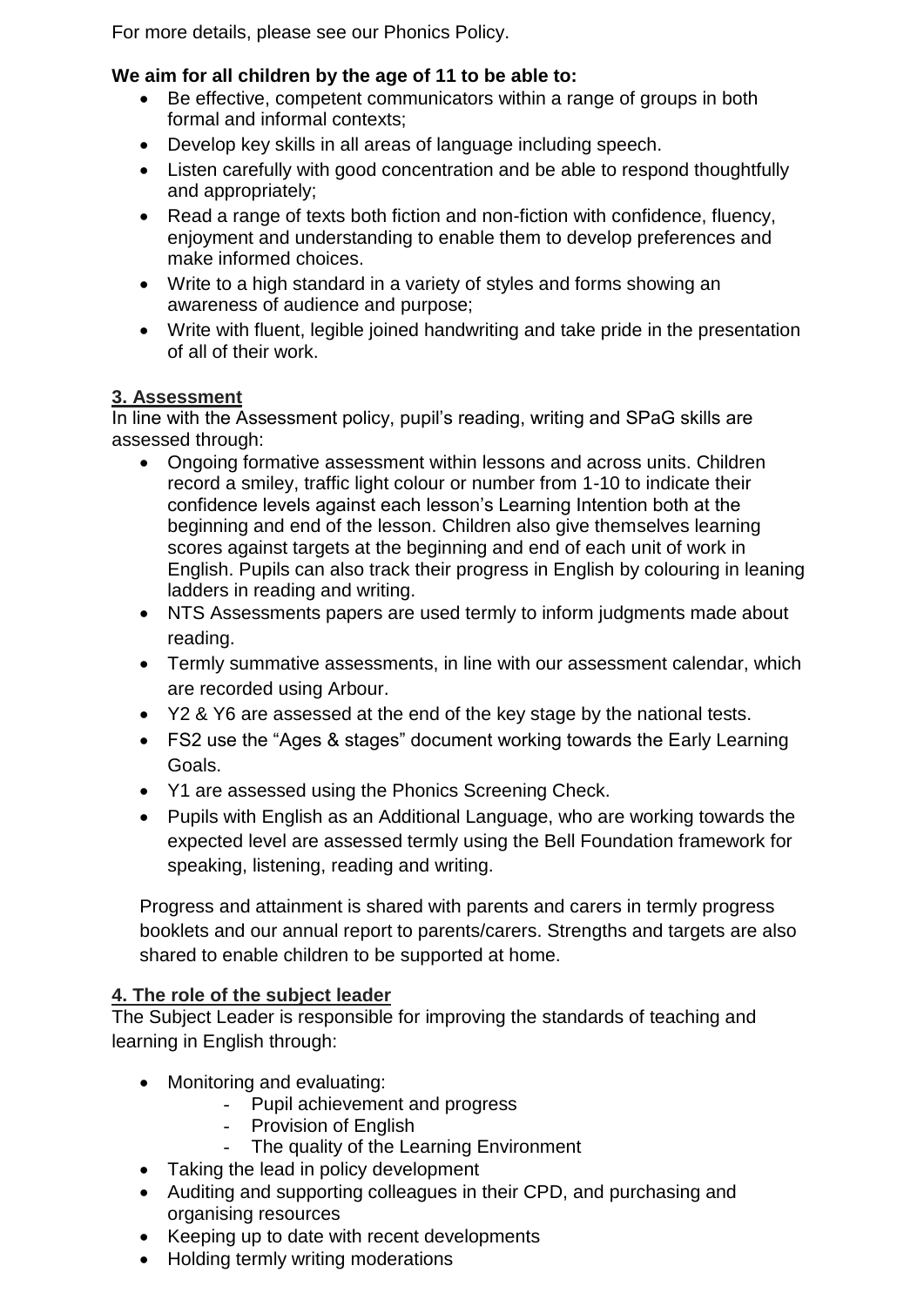For more details, please see our Phonics Policy.

**We aim for all children by the age of 11 to be able to:**

- Be effective, competent communicators within a range of groups in both formal and informal contexts;
- Develop key skills in all areas of language including speech.
- Listen carefully with good concentration and be able to respond thoughtfully and appropriately;
- Read a range of texts both fiction and non-fiction with confidence, fluency, enjoyment and understanding to enable them to develop preferences and make informed choices.
- Write to a high standard in a variety of styles and forms showing an awareness of audience and purpose;
- Write with fluent, legible joined handwriting and take pride in the presentation of all of their work.

## 3. Assessment

In line with the Assessment policy, pupil's reading, writing and SPaG skills are assessed through:

- Ongoing formative assessment within lessons and across units. Children record a smiley, traffic light colour or number from 1-10 to indicate their confidence levels against each lesson's Learning Intention both at the beginning and end of the lesson. Children also give themselves learning scores against targets at the beginning and end of each unit of work in English. Pupils can also track their progress in English by colouring in leaning ladders in reading and writing.
- NTS Assessments papers are used termly to inform judgments made about reading.
- Termly summative assessments, in line with our assessment calendar, which are recorded using Arbour.
- Y2 & Y6 are assessed at the end of the key stage by the national tests.
- FS2 use the "Ages & stages" document working towards the Early Learning Goals.
- Y1 are assessed using the Phonics Screening Check.
- Pupils with English as an Additional Language, who are working towards the expected level are assessed termly using the Bell Foundation framework for speaking, listening, reading and writing.

Progress and attainment is shared with parents and carers in termly progress booklets and our annual report to parents/carers. Strengths and targets are also shared to enable children to be supported at home.

## 4. The role of the subject leader

The Subject Leader is responsible for improving the standards of teaching and learning in English through:

- Monitoring and evaluating:
  - Pupil achievement and progress
  - Provision of English
  - The quality of the Learning Environment
- Taking the lead in policy development
- Auditing and supporting colleagues in their CPD, and purchasing and organising resources
- Keeping up to date with recent developments
- Holding termly writing moderations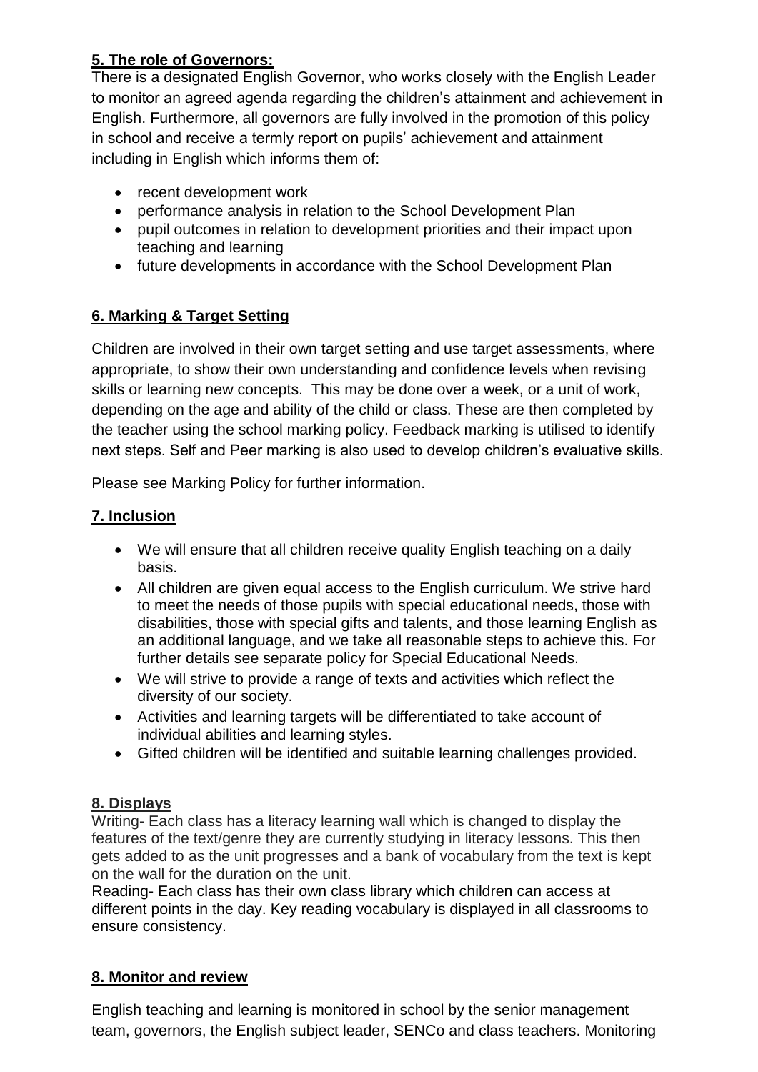## 5. The role of Governors:

There is a designated English Governor, who works closely with the English Leader to monitor an agreed agenda regarding the children's attainment and achievement in English. Furthermore, all governors are fully involved in the promotion of this policy in school and receive a termly report on pupils' achievement and attainment including in English which informs them of:

- recent development work
- performance analysis in relation to the School Development Plan
- pupil outcomes in relation to development priorities and their impact upon teaching and learning
- future developments in accordance with the School Development Plan

## 6. Marking & Target Setting

Children are involved in their own target setting and use target assessments, where appropriate, to show their own understanding and confidence levels when revising skills or learning new concepts. This may be done over a week, or a unit of work, depending on the age and ability of the child or class. These are then completed by the teacher using the school marking policy. Feedback marking is utilised to identify next steps. Self and Peer marking is also used to develop children's evaluative skills.

Please see Marking Policy for further information.

## 7. Inclusion

- We will ensure that all children receive quality English teaching on a daily basis.
- All children are given equal access to the English curriculum. We strive hard to meet the needs of those pupils with special educational needs, those with disabilities, those with special gifts and talents, and those learning English as an additional language, and we take all reasonable steps to achieve this. For further details see separate policy for Special Educational Needs.
- We will strive to provide a range of texts and activities which reflect the diversity of our society.
- Activities and learning targets will be differentiated to take account of individual abilities and learning styles.
- Gifted children will be identified and suitable learning challenges provided.

## 8. Displays

Writing- Each class has a literacy learning wall which is changed to display the features of the text/genre they are currently studying in literacy lessons. This then gets added to as the unit progresses and a bank of vocabulary from the text is kept on the wall for the duration on the unit.

Reading- Each class has their own class library which children can access at different points in the day. Key reading vocabulary is displayed in all classrooms to ensure consistency.

## 8. Monitor and review

English teaching and learning is monitored in school by the senior management team, governors, the English subject leader, SENCo and class teachers. Monitoring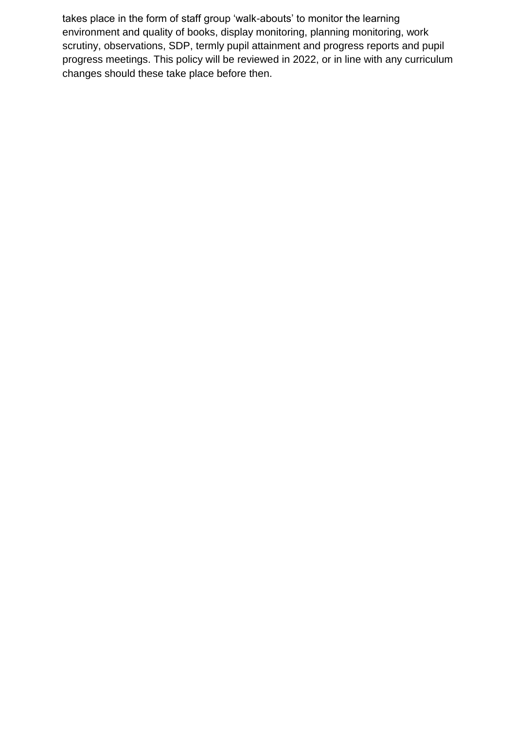takes place in the form of staff group 'walk-abouts' to monitor the learning environment and quality of books, display monitoring, planning monitoring, work scrutiny, observations, SDP, termly pupil attainment and progress reports and pupil progress meetings. This policy will be reviewed in 2022, or in line with any curriculum changes should these take place before then.